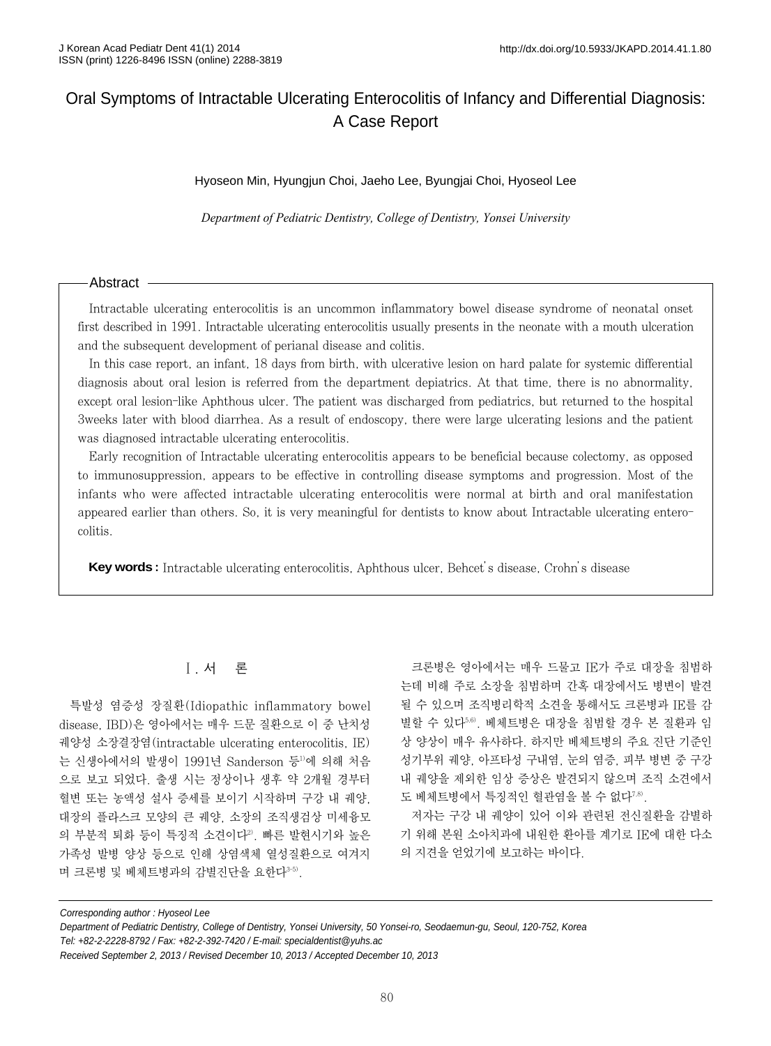# Oral Symptoms of Intractable Ulcerating Enterocolitis of Infancy and Differential Diagnosis: A Case Report

Hyoseon Min, Hyungjun Choi, Jaeho Lee, Byungjai Choi, Hyoseol Lee

*Department of Pediatric Dentistry, College of Dentistry, Yonsei University*

## Abstract

Intractable ulcerating enterocolitis is an uncommon inflammatory bowel disease syndrome of neonatal onset first described in 1991. Intractable ulcerating enterocolitis usually presents in the neonate with a mouth ulceration and the subsequent development of perianal disease and colitis.

In this case report, an infant, 18 days from birth, with ulcerative lesion on hard palate for systemic differential diagnosis about oral lesion is referred from the department depiatrics. At that time, there is no abnormality, except oral lesion-like Aphthous ulcer. The patient was discharged from pediatrics, but returned to the hospital 3weeks later with blood diarrhea. As a result of endoscopy, there were large ulcerating lesions and the patient was diagnosed intractable ulcerating enterocolitis.

Early recognition of Intractable ulcerating enterocolitis appears to be beneficial because colectomy, as opposed to immunosuppression, appears to be effective in controlling disease symptoms and progression. Most of the infants who were affected intractable ulcerating enterocolitis were normal at birth and oral manifestation appeared earlier than others. So, it is very meaningful for dentists to know about Intractable ulcerating enterocolitis.

**Key words :** Intractable ulcerating enterocolitis, Aphthous ulcer, Behcet's disease, Crohn's disease

## Ⅰ. 서 론

특발성 염증성 장질환(Idiopathic inflammatory bowel disease, IBD)은 영아에서는 매우 드문 질환으로 이 중 난치성 궤양성 소장결장염(intractable ulcerating enterocolitis, IE)는 신생아에서의 발생이 1991년 Sanderson 등[1]에 의해 처음으로 보고 되었다. 출생 시는 정상이나 생후 약 2개월 경부터 혈변 또는 농액성 설사 증세를 보이기 시작하며 구강 내 궤양, 대장의 플라스크 모양의 큰 궤양, 소장의 조직생검상 미세융모의 부분적 퇴화 등이 특징적 소견이다[2]. 빠른 발현시기와 높은 가족성 발병 양상 등으로 인해 상염색체 열성질환으로 여겨지며 크론병 및 베체트병과의 감별진단을 요한다[3-5].

크론병은 영아에서는 매우 드물고 IE가 주로 대장을 침범하는데 비해 주로 소장을 침범하며 간혹 대장에서도 병변이 발견될 수 있으며 조직병리학적 소견을 통해서도 크론병과 IE를 감별할 수 있다[5,6]. 베체트병은 대장을 침범할 경우 본 질환과 임상 양상이 매우 유사하다. 하지만 베체트병의 주요 진단 기준인 성기부위 궤양, 아프타성 구내염, 눈의 염증, 피부 병변 중 구강 내 궤양을 제외한 임상 증상은 발견되지 않으며 조직 소견에서도 베체트병에서 특징적인 혈관염을 볼 수 없다[7,8].

저자는 구강 내 궤양이 있어 이와 관련된 전신질환을 감별하기 위해 본원 소아치과에 내원한 환아를 계기로 IE에 대한 다소의 지견을 얻었기에 보고하는 바이다.

---

*Corresponding author : Hyoseol Lee*
*Department of Pediatric Dentistry, College of Dentistry, Yonsei University, 50 Yonsei-ro, Seodaemun-gu, Seoul, 120-752, Korea*
*Tel: +82-2-2228-8792 / Fax: +82-2-392-7420 / E-mail: specialdentist@yuhs.ac*
*Received September 2, 2013 / Revised December 10, 2013 / Accepted December 10, 2013*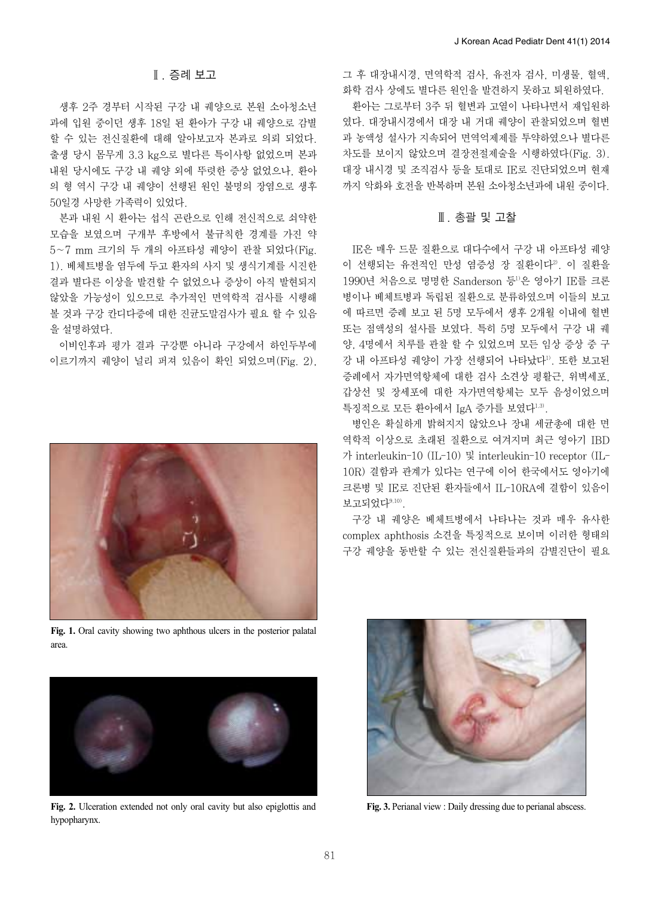## Ⅱ. 증례 보고

생후 2주 경부터 시작된 구강 내 궤양으로 본원 소아청소년과에 입원 중이던 생후 18일 된 환아가 구강 내 궤양으로 감별할 수 있는 전신질환에 대해 알아보고자 본과로 의뢰 되었다. 출생 당시 몸무게 3.3 kg으로 별다른 특이사항 없었으며 본과 내원 당시에도 구강 내 궤양 외에 뚜렷한 증상 없었으나, 환아의 형 역시 구강 내 궤양이 선행된 원인 불명의 장염으로 생후 50일경 사망한 가족력이 있었다.

본과 내원 시 환아는 섭식 곤란으로 인해 전신적으로 쇠약한 모습을 보였으며 구개부 후방에서 불규칙한 경계를 가진 약 5~7 mm 크기의 두 개의 아프타성 궤양이 관찰 되었다(Fig. 1). 베체트병을 염두에 두고 환자의 사지 및 생식기계를 시진한 결과 별다른 이상을 발견할 수 없었으나 증상이 아직 발현되지 않았을 가능성이 있으므로 추가적인 면역학적 검사를 시행해 볼 것과 구강 칸디다증에 대한 진균도말검사가 필요 할 수 있음을 설명하였다.

이비인후과 평가 결과 구강뿐 아니라 구강에서 하인두부에 이르기까지 궤양이 널리 퍼져 있음이 확인 되었으며(Fig. 2), 그 후 대장내시경, 면역학적 검사, 유전자 검사, 미생물, 혈액, 화학 검사 상에도 별다른 원인을 발견하지 못하고 퇴원하였다.

환아는 그로부터 3주 뒤 혈변과 고열이 나타나면서 재입원하였다. 대장내시경에서 대장 내 거대 궤양이 관찰되었으며 혈변과 농액성 설사가 지속되어 면역억제제를 투약하였으나 별다른 차도를 보이지 않았으며 결장전절제술을 시행하였다(Fig. 3). 대장 내시경 및 조직검사 등을 토대로 IE로 진단되었으며 현재까지 악화와 호전을 반복하며 본원 소아청소년과에 내원 중이다.

Fig. 1. Oral cavity showing two aphthous ulcers in the posterior palatal area.

Fig. 2. Ulceration extended not only oral cavity but also epiglottis and hypopharynx.

## Ⅲ. 총괄 및 고찰

IE은 매우 드문 질환으로 대다수에서 구강 내 아프타성 궤양이 선행되는 유전적인 만성 염증성 장 질환이다[2]. 이 질환을 1990년 처음으로 명명한 Sanderson 등[1]은 영아기 IE를 크론병이나 베체트병과 독립된 질환으로 분류하였으며 이들의 보고에 따르면 증례 보고 된 5명 모두에서 생후 2개월 이내에 혈변 또는 점액성의 설사를 보였다. 특히 5명 모두에서 구강 내 궤양, 4명에서 치루를 관찰 할 수 있었으며 모든 임상 증상 중 구강 내 아프타성 궤양이 가장 선행되어 나타났다[1]. 또한 보고된 증례에서 자가면역항체에 대한 검사 소견상 평활근, 위벽세포, 갑상선 및 장세포에 대한 자가면역항체는 모두 음성이었으며 특징적으로 모든 환아에서 IgA 증가를 보였다[1,3].

병인은 확실하게 밝혀지지 않았으나 장내 세균총에 대한 면역학적 이상으로 초래된 질환으로 여겨지며 최근 영아기 IBD가 interleukin-10 (IL-10) 및 interleukin-10 receptor (IL-10R) 결함과 관계가 있다는 연구에 이어 한국에서도 영아기에 크론병 및 IE로 진단된 환자들에서 IL-10RA에 결함이 있음이 보고되었다[9,10].

구강 내 궤양은 베체트병에서 나타나는 것과 매우 유사한 complex aphthosis 소견을 특징적으로 보이며 이러한 형태의 구강 궤양을 동반할 수 있는 전신질환들과의 감별진단이 필요

Fig. 3. Perianal view : Daily dressing due to perianal abscess.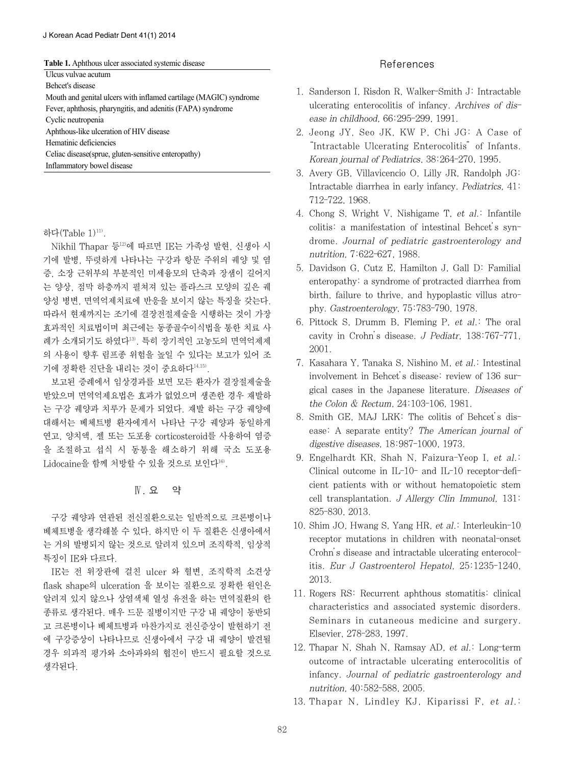**Table 1.** Aphthous ulcer associated systemic disease

| |
|---|
| Ulcus vulvae acutum |
| Behcet's disease |
| Mouth and genital ulcers with inflamed cartilage (MAGIC) syndrome |
| Fever, aphthosis, pharyngitis, and adenitis (FAPA) syndrome |
| Cyclic neutropenia |
| Aphthous-like ulceration of HIV disease |
| Hematinic deficiencies |
| Celiac disease(sprue, gluten-sensitive enteropathy) |
| Inflammatory bowel disease |

하다(Table 1)[11].

Nikhil Thapar 등[12]에 따르면 IE는 가족성 발현, 신생아 시기에 발병, 뚜렷하게 나타나는 구강과 항문 주위의 궤양 및 염증, 소장 근위부의 부분적인 미세융모의 단축과 장샘이 길어지는 양상, 점막 하층까지 펼쳐져 있는 플라스크 모양의 깊은 궤양성 병변, 면역억제치료에 반응을 보이지 않는 특징을 갖는다. 따라서 현재까지는 조기에 결장전절제술을 시행하는 것이 가장 효과적인 치료법이며 최근에는 동종골수이식법을 통한 치료 사례가 소개되기도 하였다[13]. 특히 장기적인 고농도의 면역억제제의 사용이 향후 림프종 위험을 높일 수 있다는 보고가 있어 조기에 정확한 진단을 내리는 것이 중요하다[14,15].

보고된 증례에서 임상경과를 보면 모든 환자가 결장절제술을 받았으며 면역억제요법은 효과가 없었으며 생존한 경우 재발하는 구강 궤양과 치루가 문제가 되었다. 재발 하는 구강 궤양에 대해서는 베체트병 환자에게서 나타난 구강 궤양과 동일하게 연고, 양치액, 젤 또는 도포용 corticosteroid를 사용하여 염증을 조절하고 섭식 시 동통을 해소하기 위해 국소 도포용 Lidocaine을 함께 처방할 수 있을 것으로 보인다[16].

## Ⅳ. 요 약

구강 궤양과 연관된 전신질환으로는 일반적으로 크론병이나 베체트병을 생각해볼 수 있다. 하지만 이 두 질환은 신생아에서는 거의 발병되지 않는 것으로 알려져 있으며 조직학적, 임상적 특징이 IE와 다르다.

IE는 전 위장관에 걸친 ulcer 와 혈변, 조직학적 소견상 flask shape의 ulceration 을 보이는 질환으로 정확한 원인은 알려져 있지 않으나 상염색체 열성 유전을 하는 면역질환의 한 종류로 생각된다. 매우 드문 질병이지만 구강 내 궤양이 동반되고 크론병이나 베체트병과 마찬가지로 전신증상이 발현하기 전에 구강증상이 나타나므로 신생아에서 구강 내 궤양이 발견될 경우 의과적 평가와 소아과와의 협진이 반드시 필요할 것으로 생각된다.

## References

1. Sanderson I, Risdon R, Walker-Smith J: Intractable ulcerating enterocolitis of infancy. *Archives of disease in childhood,* 66:295-299, 1991.
2. Jeong JY, Seo JK, KW P, Chi JG: A Case of "Intractable Ulcerating Enterocolitis" of Infants. *Korean journal of Pediatrics,* 38:264-270, 1995.
3. Avery GB, Villavicencio O, Lilly JR, Randolph JG: Intractable diarrhea in early infancy. *Pediatrics,* 41:712-722, 1968.
4. Chong S, Wright V, Nishigame T, *et al.*: Infantile colitis: a manifestation of intestinal Behcet's syndrome. *Journal of pediatric gastroenterology and nutrition,* 7:622-627, 1988.
5. Davidson G, Cutz E, Hamilton J, Gall D: Familial enteropathy: a syndrome of protracted diarrhea from birth, failure to thrive, and hypoplastic villus atrophy. *Gastroenterology,* 75:783-790, 1978.
6. Pittock S, Drumm B, Fleming P, *et al.*: The oral cavity in Crohn's disease. *J Pediatr,* 138:767-771, 2001.
7. Kasahara Y, Tanaka S, Nishino M, *et al.*: Intestinal involvement in Behcet's disease: review of 136 surgical cases in the Japanese literature. *Diseases of the Colon & Rectum,* 24:103-106, 1981.
8. Smith GE, MAJ LRK: The colitis of Behcet's disease: A separate entity? *The American journal of digestive diseases,* 18:987-1000, 1973.
9. Engelhardt KR, Shah N, Faizura-Yeop I, *et al.*: Clinical outcome in IL-10- and IL-10 receptor-deficient patients with or without hematopoietic stem cell transplantation. *J Allergy Clin Immunol,* 131:825-830, 2013.
10. Shim JO, Hwang S, Yang HR, *et al.*: Interleukin-10 receptor mutations in children with neonatal-onset Crohn's disease and intractable ulcerating enterocolitis. *Eur J Gastroenterol Hepatol,* 25:1235-1240, 2013.
11. Rogers RS: Recurrent aphthous stomatitis: clinical characteristics and associated systemic disorders. Seminars in cutaneous medicine and surgery. Elsevier, 278-283, 1997.
12. Thapar N, Shah N, Ramsay AD, *et al.*: Long-term outcome of intractable ulcerating enterocolitis of infancy. *Journal of pediatric gastroenterology and nutrition,* 40:582-588, 2005.
13. Thapar N, Lindley KJ, Kiparissi F, *et al.*: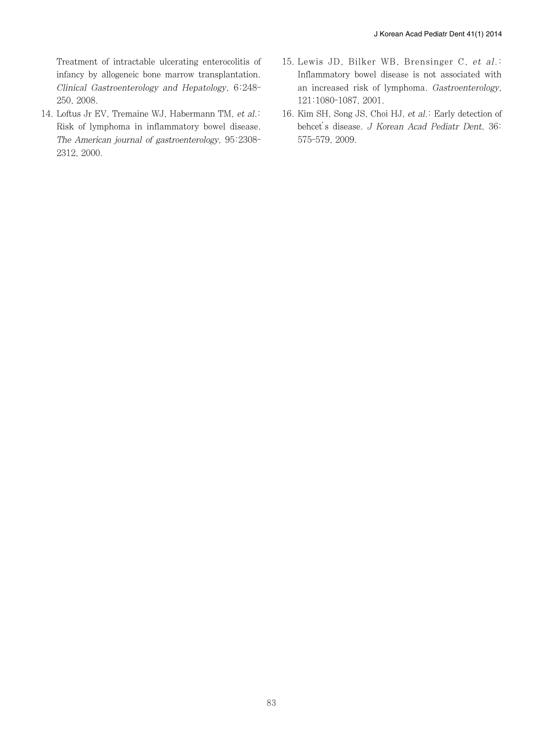Treatment of intractable ulcerating enterocolitis of infancy by allogeneic bone marrow transplantation. *Clinical Gastroenterology and Hepatology,* 6:248-250, 2008.

14. Loftus Jr EV, Tremaine WJ, Habermann TM, *et al.*: Risk of lymphoma in inflammatory bowel disease. *The American journal of gastroenterology,* 95:2308-2312, 2000.
15. Lewis JD, Bilker WB, Brensinger C, *et al.*: Inflammatory bowel disease is not associated with an increased risk of lymphoma. *Gastroenterology,* 121:1080-1087, 2001.
16. Kim SH, Song JS, Choi HJ, *et al.*: Early detection of behcet's disease. *J Korean Acad Pediatr Dent,* 36:575-579, 2009.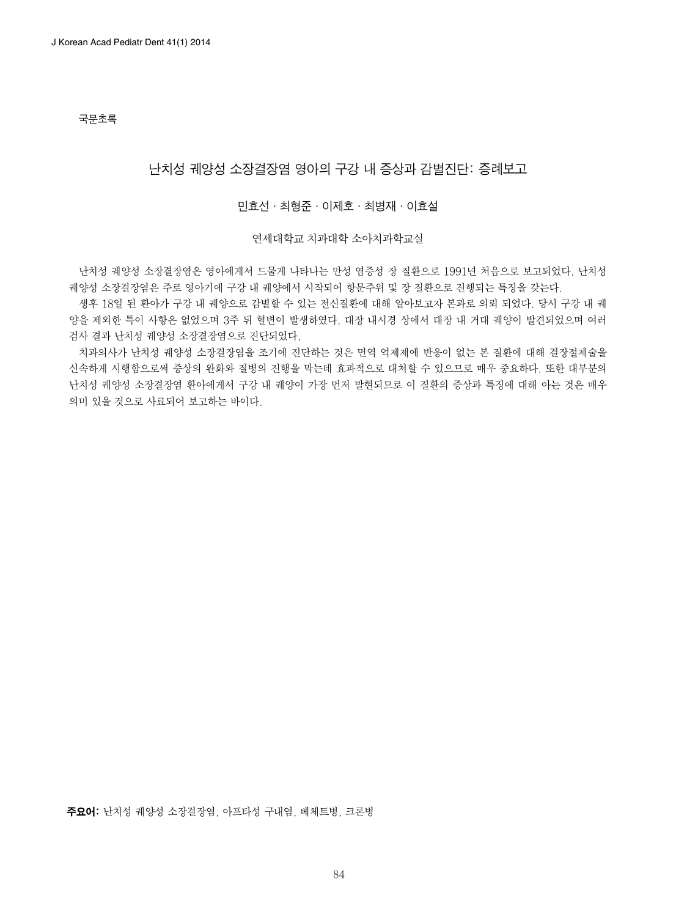국문초록

# 난치성 궤양성 소장결장염 영아의 구강 내 증상과 감별진단: 증례보고

민효선 · 최형준 · 이제호 · 최병재 · 이효설

연세대학교 치과대학 소아치과학교실

난치성 궤양성 소장결장염은 영아에게서 드물게 나타나는 만성 염증성 장 질환으로 1991년 처음으로 보고되었다. 난치성 궤양성 소장결장염은 주로 영아기에 구강 내 궤양에서 시작되어 항문주위 및 장 질환으로 진행되는 특징을 갖는다.

생후 18일 된 환아가 구강 내 궤양으로 감별할 수 있는 전신질환에 대해 알아보고자 본과로 의뢰 되었다. 당시 구강 내 궤양을 제외한 특이 사항은 없었으며 3주 뒤 혈변이 발생하였다. 대장 내시경 상에서 대장 내 거대 궤양이 발견되었으며 여러 검사 결과 난치성 궤양성 소장결장염으로 진단되었다.

치과의사가 난치성 궤양성 소장결장염을 조기에 진단하는 것은 면역 억제제에 반응이 없는 본 질환에 대해 결장절제술을 신속하게 시행함으로써 증상의 완화와 질병의 진행을 막는데 효과적으로 대처할 수 있으므로 매우 중요하다. 또한 대부분의 난치성 궤양성 소장결장염 환아에게서 구강 내 궤양이 가장 먼저 발현되므로 이 질환의 증상과 특징에 대해 아는 것은 매우 의미 있을 것으로 사료되어 보고하는 바이다.

**주요어:** 난치성 궤양성 소장결장염, 아프타성 구내염, 베체트병, 크론병